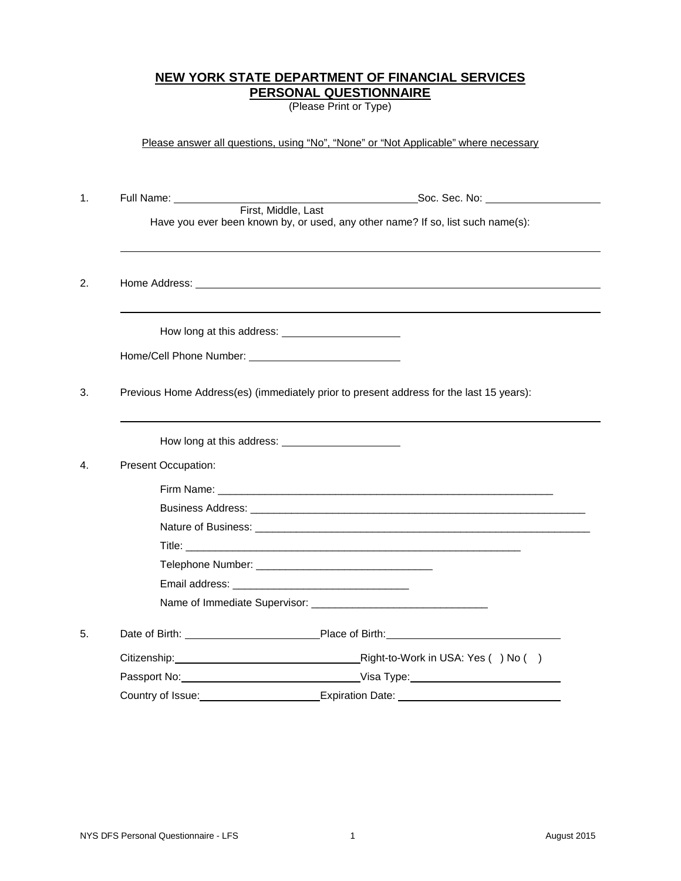# NEW YORK STATE DEPARTMENT OF FINANCIAL SERVICES
## PERSONAL QUESTIONNAIRE

(Please Print or Type)

Please answer all questions, using "No", "None" or "Not Applicable" where necessary

1. Full Name: ________________________________________ Soc. Sec. No: ____________________
   First, Middle, Last

   Have you ever been known by, or used, any other name? If so, list such name(s):

   ______________________________________________________________________________

2. Home Address: ______________________________________________________________________

   ______________________________________________________________________________

   How long at this address: ____________________

   Home/Cell Phone Number: __________________________

3. Previous Home Address(es) (immediately prior to present address for the last 15 years):

   ______________________________________________________________________________

   How long at this address: ____________________

4. Present Occupation:

   Firm Name: ____________________________________________________________

   Business Address: ______________________________________________________________

   Nature of Business: ____________________________________________________________

   Title: ____________________________________________________________

   Telephone Number: ______________________________

   Email address: ______________________________

   Name of Immediate Supervisor: ______________________________

5. Date of Birth: _______________________ Place of Birth: ______________________________

   Citizenship: ________________________________ Right-to-Work in USA: Yes ( ) No ( )

   Passport No: ________________________________ Visa Type: __________________________

   Country of Issue: ____________________ Expiration Date: ____________________________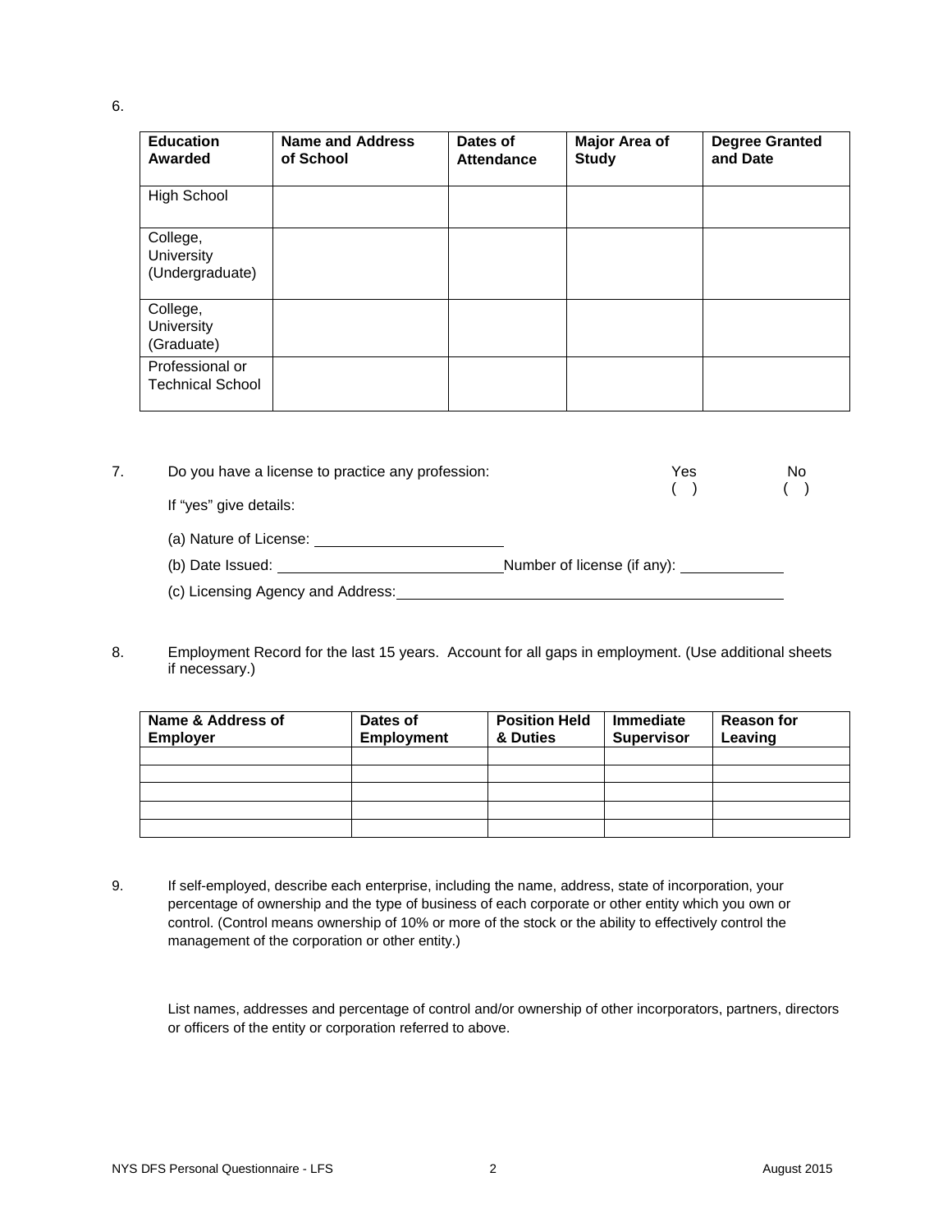6.

| Education Awarded | Name and Address of School | Dates of Attendance | Major Area of Study | Degree Granted and Date |
|---|---|---|---|---|
| High School | | | | |
| College, University (Undergraduate) | | | | |
| College, University (Graduate) | | | | |
| Professional or Technical School | | | | |

7. Do you have a license to practice any profession: Yes ( ) No ( )

   If "yes" give details:

   (a) Nature of License: ______________________

   (b) Date Issued: __________________________ Number of license (if any): ____________

   (c) Licensing Agency and Address: ____________________________________________

8. Employment Record for the last 15 years. Account for all gaps in employment. (Use additional sheets if necessary.)

| Name & Address of Employer | Dates of Employment | Position Held & Duties | Immediate Supervisor | Reason for Leaving |
|---|---|---|---|---|
| | | | | |
| | | | | |
| | | | | |
| | | | | |
| | | | | |

9. If self-employed, describe each enterprise, including the name, address, state of incorporation, your percentage of ownership and the type of business of each corporate or other entity which you own or control. (Control means ownership of 10% or more of the stock or the ability to effectively control the management of the corporation or other entity.)

   List names, addresses and percentage of control and/or ownership of other incorporators, partners, directors or officers of the entity or corporation referred to above.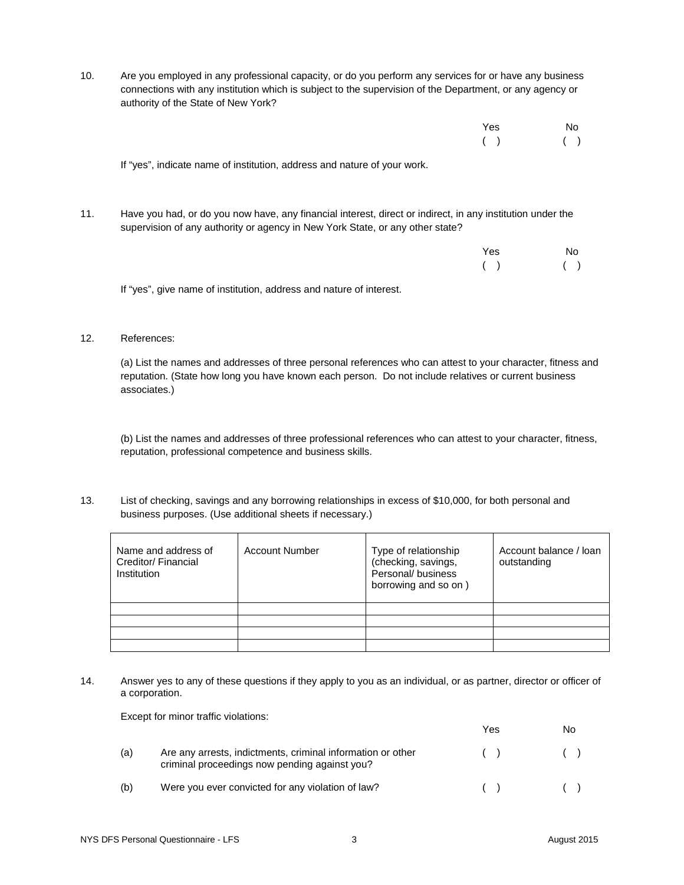10. Are you employed in any professional capacity, or do you perform any services for or have any business connections with any institution which is subject to the supervision of the Department, or any agency or authority of the State of New York?

| Yes | No |
|---|---|
| ( ) | ( ) |

If "yes", indicate name of institution, address and nature of your work.

11. Have you had, or do you now have, any financial interest, direct or indirect, in any institution under the supervision of any authority or agency in New York State, or any other state?

| Yes | No |
|---|---|
| ( ) | ( ) |

If "yes", give name of institution, address and nature of interest.

12. References:

(a) List the names and addresses of three personal references who can attest to your character, fitness and reputation. (State how long you have known each person. Do not include relatives or current business associates.)

(b) List the names and addresses of three professional references who can attest to your character, fitness, reputation, professional competence and business skills.

13. List of checking, savings and any borrowing relationships in excess of $10,000, for both personal and business purposes. (Use additional sheets if necessary.)

| Name and address of Creditor/ Financial Institution | Account Number | Type of relationship (checking, savings, Personal/ business borrowing and so on ) | Account balance / loan outstanding |
|---|---|---|---|
| | | | |
| | | | |
| | | | |
| | | | |

14. Answer yes to any of these questions if they apply to you as an individual, or as partner, director or officer of a corporation.

Except for minor traffic violations:

| | | Yes | No |
|---|---|---|---|
| (a) | Are any arrests, indictments, criminal information or other criminal proceedings now pending against you? | ( ) | ( ) |
| (b) | Were you ever convicted for any violation of law? | ( ) | ( ) |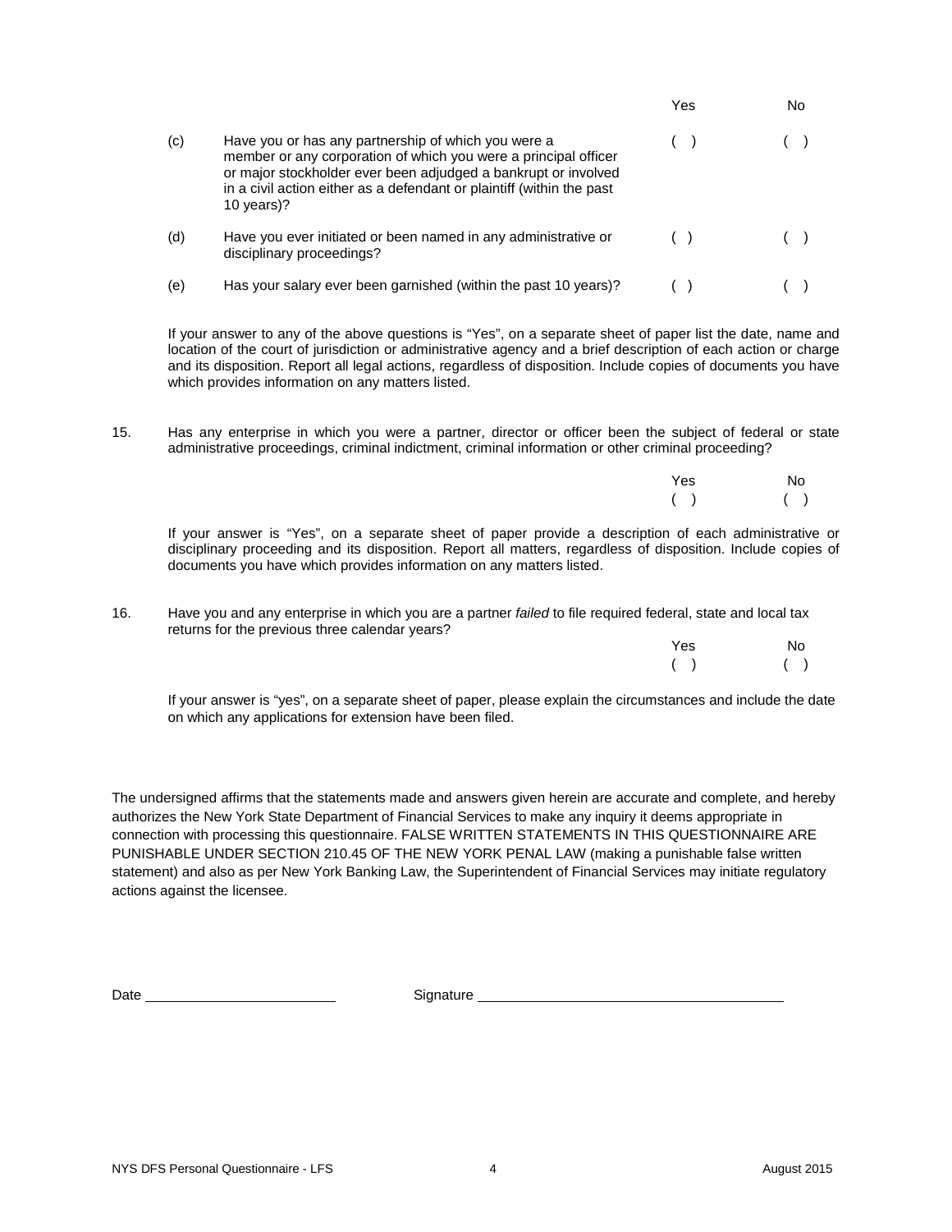| | | Yes | No |
|---|---|---|---|
| (c) | Have you or has any partnership of which you were a member or any corporation of which you were a principal officer or major stockholder ever been adjudged a bankrupt or involved in a civil action either as a defendant or plaintiff (within the past 10 years)? | ( ) | ( ) |
| (d) | Have you ever initiated or been named in any administrative or disciplinary proceedings? | ( ) | ( ) |
| (e) | Has your salary ever been garnished (within the past 10 years)? | ( ) | ( ) |

If your answer to any of the above questions is "Yes", on a separate sheet of paper list the date, name and location of the court of jurisdiction or administrative agency and a brief description of each action or charge and its disposition. Report all legal actions, regardless of disposition. Include copies of documents you have which provides information on any matters listed.

15. Has any enterprise in which you were a partner, director or officer been the subject of federal or state administrative proceedings, criminal indictment, criminal information or other criminal proceeding?

| Yes | No |
|---|---|
| ( ) | ( ) |

If your answer is "Yes", on a separate sheet of paper provide a description of each administrative or disciplinary proceeding and its disposition. Report all matters, regardless of disposition. Include copies of documents you have which provides information on any matters listed.

16. Have you and any enterprise in which you are a partner *failed* to file required federal, state and local tax returns for the previous three calendar years?

| Yes | No |
|---|---|
| ( ) | ( ) |

If your answer is "yes", on a separate sheet of paper, please explain the circumstances and include the date on which any applications for extension have been filed.

The undersigned affirms that the statements made and answers given herein are accurate and complete, and hereby authorizes the New York State Department of Financial Services to make any inquiry it deems appropriate in connection with processing this questionnaire. FALSE WRITTEN STATEMENTS IN THIS QUESTIONNAIRE ARE PUNISHABLE UNDER SECTION 210.45 OF THE NEW YORK PENAL LAW (making a punishable false written statement) and also as per New York Banking Law, the Superintendent of Financial Services may initiate regulatory actions against the licensee.

Date ______________________ Signature ____________________________________